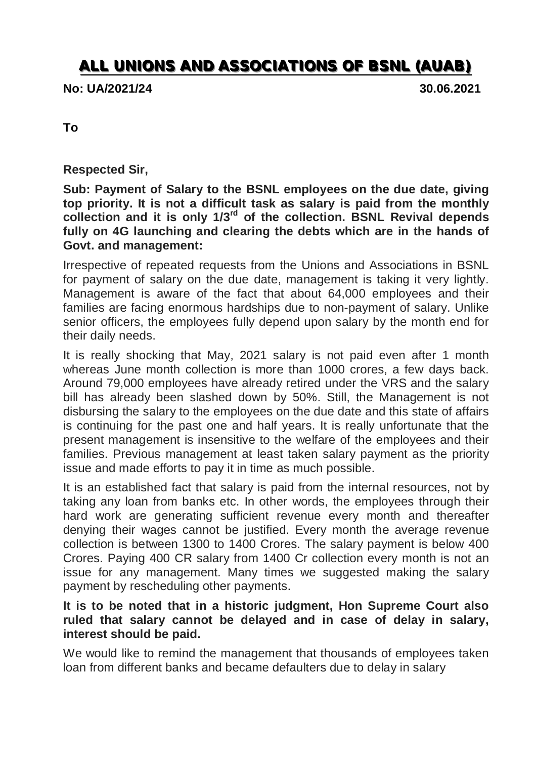# ALL UNIONS AND ASSOCIATIONS OF BSNL (AUAB)

**No: UA/2021/24** **30.06.2021**

**To**

**Respected Sir,**

**Sub: Payment of Salary to the BSNL employees on the due date, giving top priority. It is not a difficult task as salary is paid from the monthly collection and it is only 1/3rd of the collection. BSNL Revival depends fully on 4G launching and clearing the debts which are in the hands of Govt. and management:**

Irrespective of repeated requests from the Unions and Associations in BSNL for payment of salary on the due date, management is taking it very lightly. Management is aware of the fact that about 64,000 employees and their families are facing enormous hardships due to non-payment of salary. Unlike senior officers, the employees fully depend upon salary by the month end for their daily needs.

It is really shocking that May, 2021 salary is not paid even after 1 month whereas June month collection is more than 1000 crores, a few days back. Around 79,000 employees have already retired under the VRS and the salary bill has already been slashed down by 50%. Still, the Management is not disbursing the salary to the employees on the due date and this state of affairs is continuing for the past one and half years. It is really unfortunate that the present management is insensitive to the welfare of the employees and their families. Previous management at least taken salary payment as the priority issue and made efforts to pay it in time as much possible.

It is an established fact that salary is paid from the internal resources, not by taking any loan from banks etc. In other words, the employees through their hard work are generating sufficient revenue every month and thereafter denying their wages cannot be justified. Every month the average revenue collection is between 1300 to 1400 Crores. The salary payment is below 400 Crores. Paying 400 CR salary from 1400 Cr collection every month is not an issue for any management. Many times we suggested making the salary payment by rescheduling other payments.

**It is to be noted that in a historic judgment, Hon Supreme Court also ruled that salary cannot be delayed and in case of delay in salary, interest should be paid.**

We would like to remind the management that thousands of employees taken loan from different banks and became defaulters due to delay in salary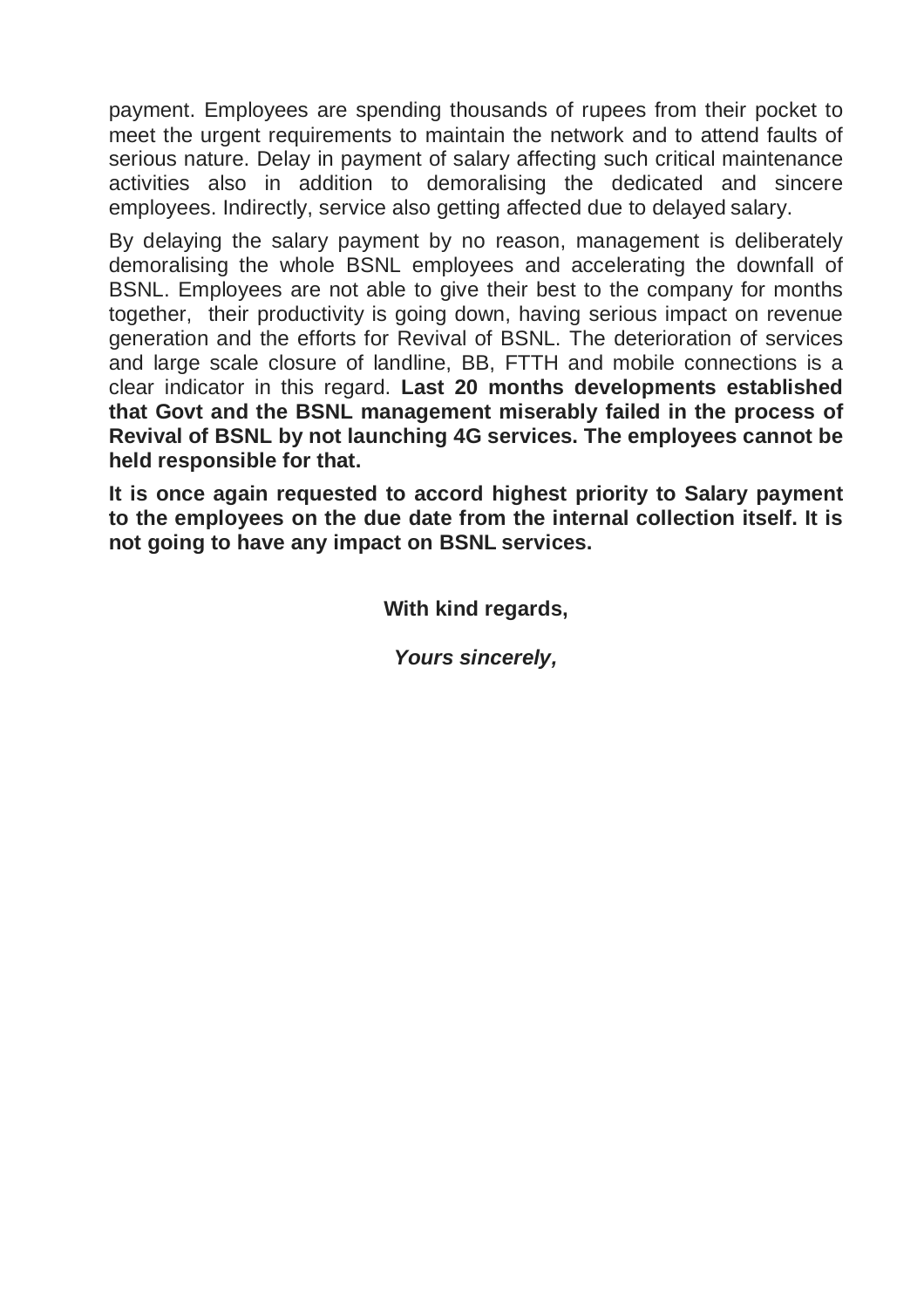payment. Employees are spending thousands of rupees from their pocket to meet the urgent requirements to maintain the network and to attend faults of serious nature. Delay in payment of salary affecting such critical maintenance activities also in addition to demoralising the dedicated and sincere employees. Indirectly, service also getting affected due to delayed salary.

By delaying the salary payment by no reason, management is deliberately demoralising the whole BSNL employees and accelerating the downfall of BSNL. Employees are not able to give their best to the company for months together, their productivity is going down, having serious impact on revenue generation and the efforts for Revival of BSNL. The deterioration of services and large scale closure of landline, BB, FTTH and mobile connections is a clear indicator in this regard. **Last 20 months developments established that Govt and the BSNL management miserably failed in the process of Revival of BSNL by not launching 4G services. The employees cannot be held responsible for that.**

**It is once again requested to accord highest priority to Salary payment to the employees on the due date from the internal collection itself. It is not going to have any impact on BSNL services.**

**With kind regards,**

***Yours sincerely,***